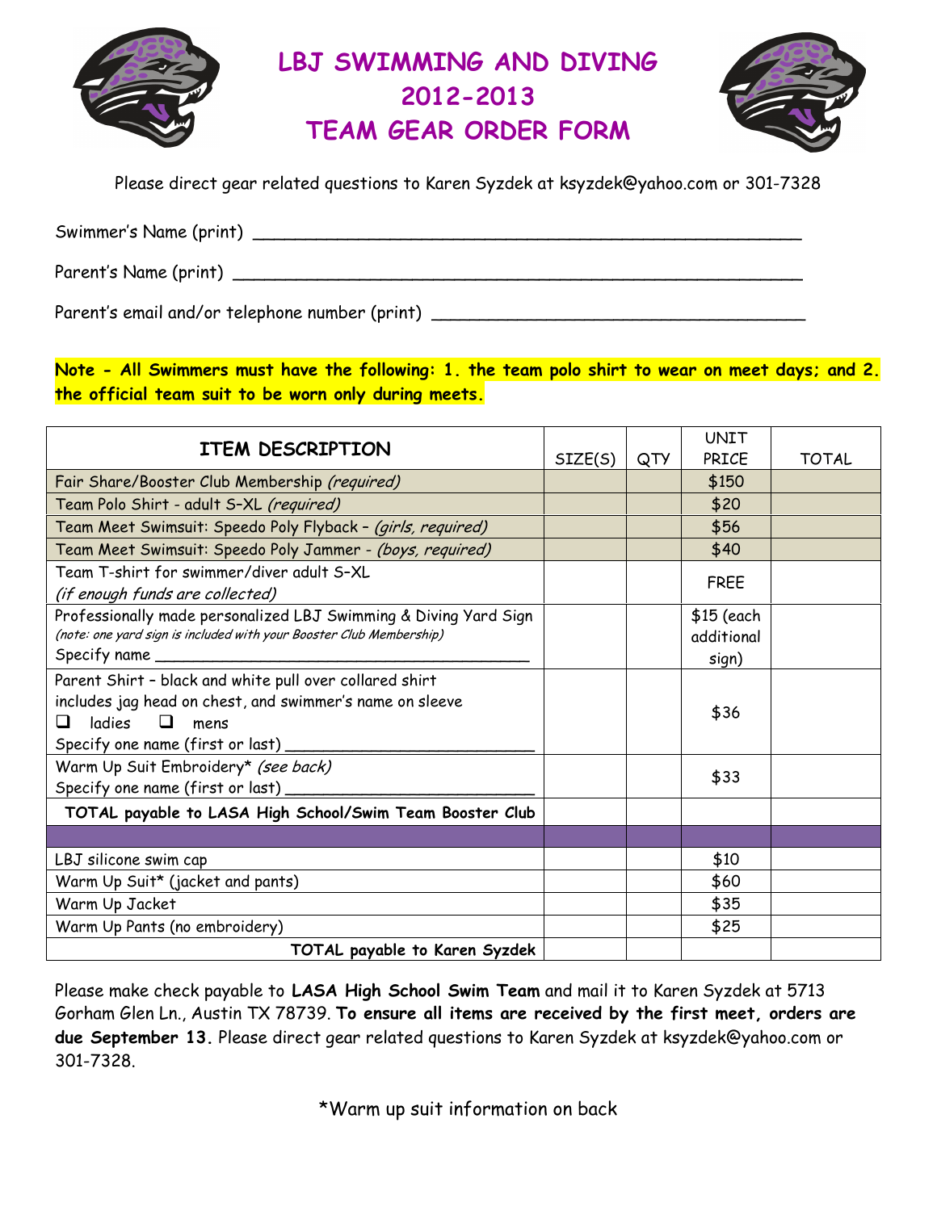# LBJ SWIMMING AND DIVING 2012-2013 TEAM GEAR ORDER FORM

Please direct gear related questions to Karen Syzdek at ksyzdek@yahoo.com or 301-7328

Swimmer's Name (print) ____________________________________________________

Parent's Name (print) ______________________________________________________

Parent's email and/or telephone number (print) ___________________________________

**Note - All Swimmers must have the following: 1. the team polo shirt to wear on meet days; and 2. the official team suit to be worn only during meets.**

| ITEM DESCRIPTION | SIZE(S) | QTY | UNIT PRICE | TOTAL |
|---|---|---|---|---|
| Fair Share/Booster Club Membership *(required)* | | | $150 | |
| Team Polo Shirt - adult S–XL *(required)* | | | $20 | |
| Team Meet Swimsuit: Speedo Poly Flyback – *(girls, required)* | | | $56 | |
| Team Meet Swimsuit: Speedo Poly Jammer - *(boys, required)* | | | $40 | |
| Team T-shirt for swimmer/diver adult S–XL *(if enough funds are collected)* | | | FREE | |
| Professionally made personalized LBJ Swimming & Diving Yard Sign *(note: one yard sign is included with your Booster Club Membership)* Specify name ____________________ | | | $15 (each additional sign) | |
| Parent Shirt – black and white pull over collared shirt includes jag head on chest, and swimmer's name on sleeve ❑ ladies ❑ mens Specify one name (first or last) ____________ | | | $36 | |
| Warm Up Suit Embroidery* *(see back)* Specify one name (first or last) ____________ | | | $33 | |
| **TOTAL payable to LASA High School/Swim Team Booster Club** | | | | |
| | | | | |
| LBJ silicone swim cap | | | $10 | |
| Warm Up Suit* (jacket and pants) | | | $60 | |
| Warm Up Jacket | | | $35 | |
| Warm Up Pants (no embroidery) | | | $25 | |
| **TOTAL payable to Karen Syzdek** | | | | |

Please make check payable to **LASA High School Swim Team** and mail it to Karen Syzdek at 5713 Gorham Glen Ln., Austin TX 78739. **To ensure all items are received by the first meet, orders are due September 13.** Please direct gear related questions to Karen Syzdek at ksyzdek@yahoo.com or 301-7328.

*Warm up suit information on back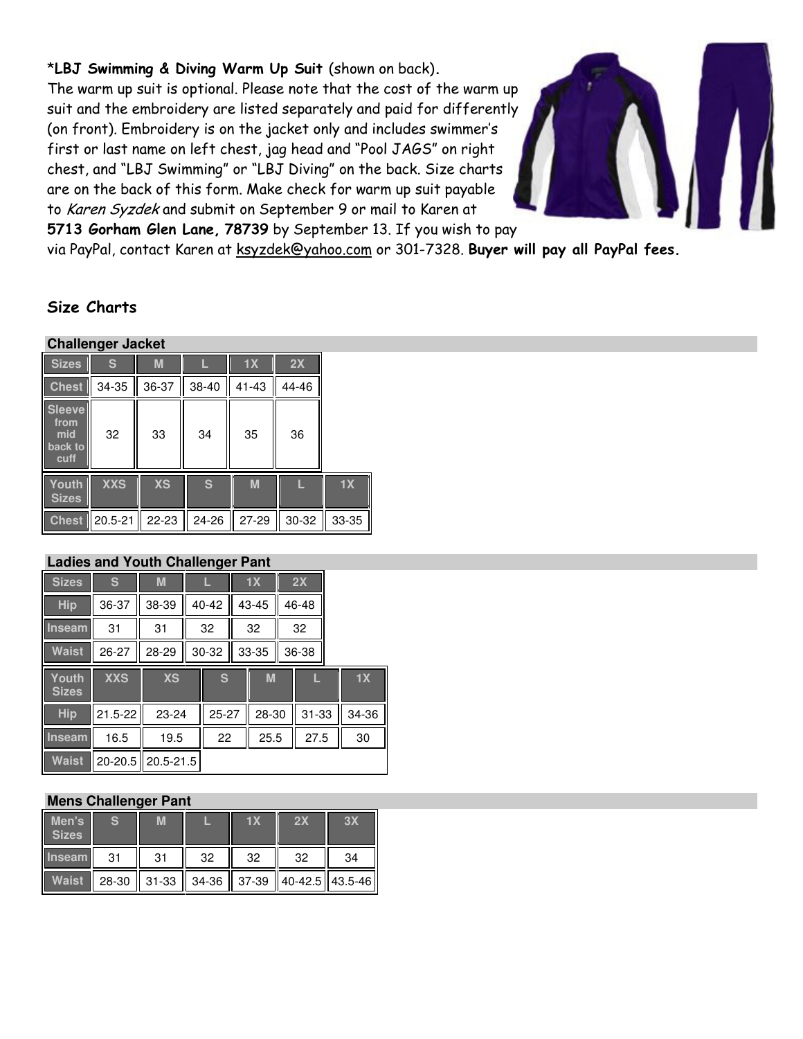***LBJ Swimming & Diving Warm Up Suit** (shown on back).
The warm up suit is optional. Please note that the cost of the warm up suit and the embroidery are listed separately and paid for differently (on front). Embroidery is on the jacket only and includes swimmer's first or last name on left chest, jag head and "Pool JAGS" on right chest, and "LBJ Swimming" or "LBJ Diving" on the back. Size charts are on the back of this form. Make check for warm up suit payable to *Karen Syzdek* and submit on September 9 or mail to Karen at **5713 Gorham Glen Lane, 78739** by September 13. If you wish to pay via PayPal, contact Karen at ksyzdek@yahoo.com or 301-7328. **Buyer will pay all PayPal fees.**

## Size Charts

### Challenger Jacket

| Sizes | S | M | L | 1X | 2X |
|---|---|---|---|---|---|
| Chest | 34-35 | 36-37 | 38-40 | 41-43 | 44-46 |
| Sleeve from mid back to cuff | 32 | 33 | 34 | 35 | 36 |

| Youth Sizes | XXS | XS | S | M | L | 1X |
|---|---|---|---|---|---|---|
| Chest | 20.5-21 | 22-23 | 24-26 | 27-29 | 30-32 | 33-35 |

### Ladies and Youth Challenger Pant

| Sizes | S | M | L | 1X | 2X |
|---|---|---|---|---|---|
| Hip | 36-37 | 38-39 | 40-42 | 43-45 | 46-48 |
| Inseam | 31 | 31 | 32 | 32 | 32 |
| Waist | 26-27 | 28-29 | 30-32 | 33-35 | 36-38 |

| Youth Sizes | XXS | XS | S | M | L | 1X |
|---|---|---|---|---|---|---|
| Hip | 21.5-22 | 23-24 | 25-27 | 28-30 | 31-33 | 34-36 |
| Inseam | 16.5 | 19.5 | 22 | 25.5 | 27.5 | 30 |
| Waist | 20-20.5 | 20.5-21.5 | | | | |

### Mens Challenger Pant

| Men's Sizes | S | M | L | 1X | 2X | 3X |
|---|---|---|---|---|---|---|
| Inseam | 31 | 31 | 32 | 32 | 32 | 34 |
| Waist | 28-30 | 31-33 | 34-36 | 37-39 | 40-42.5 | 43.5-46 |